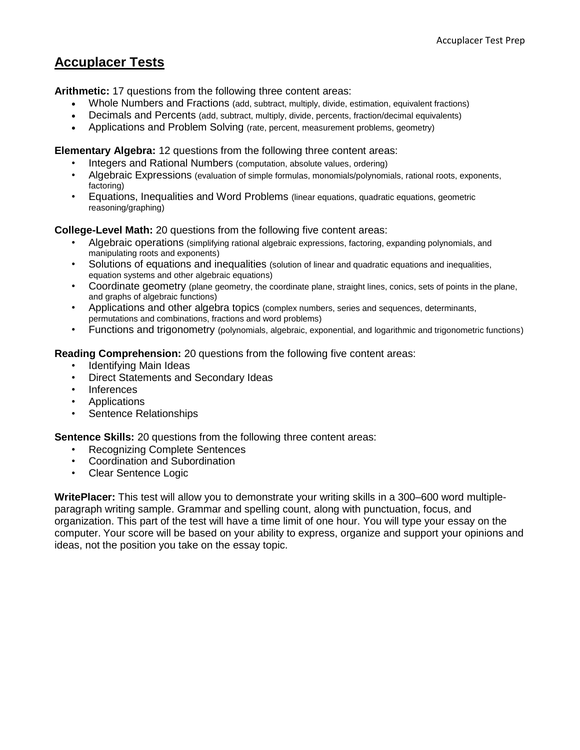## Accuplacer Tests

**Arithmetic:** 17 questions from the following three content areas:

- Whole Numbers and Fractions (add, subtract, multiply, divide, estimation, equivalent fractions)
- Decimals and Percents (add, subtract, multiply, divide, percents, fraction/decimal equivalents)
- Applications and Problem Solving (rate, percent, measurement problems, geometry)

**Elementary Algebra:** 12 questions from the following three content areas:

- Integers and Rational Numbers (computation, absolute values, ordering)
- Algebraic Expressions (evaluation of simple formulas, monomials/polynomials, rational roots, exponents, factoring)
- Equations, Inequalities and Word Problems (linear equations, quadratic equations, geometric reasoning/graphing)

**College-Level Math:** 20 questions from the following five content areas:

- Algebraic operations (simplifying rational algebraic expressions, factoring, expanding polynomials, and manipulating roots and exponents)
- Solutions of equations and inequalities (solution of linear and quadratic equations and inequalities, equation systems and other algebraic equations)
- Coordinate geometry (plane geometry, the coordinate plane, straight lines, conics, sets of points in the plane, and graphs of algebraic functions)
- Applications and other algebra topics (complex numbers, series and sequences, determinants, permutations and combinations, fractions and word problems)
- Functions and trigonometry (polynomials, algebraic, exponential, and logarithmic and trigonometric functions)

**Reading Comprehension:** 20 questions from the following five content areas:

- Identifying Main Ideas
- Direct Statements and Secondary Ideas
- Inferences
- Applications
- Sentence Relationships

**Sentence Skills:** 20 questions from the following three content areas:

- Recognizing Complete Sentences
- Coordination and Subordination
- Clear Sentence Logic

**WritePlacer:** This test will allow you to demonstrate your writing skills in a 300–600 word multiple-paragraph writing sample. Grammar and spelling count, along with punctuation, focus, and organization. This part of the test will have a time limit of one hour. You will type your essay on the computer. Your score will be based on your ability to express, organize and support your opinions and ideas, not the position you take on the essay topic.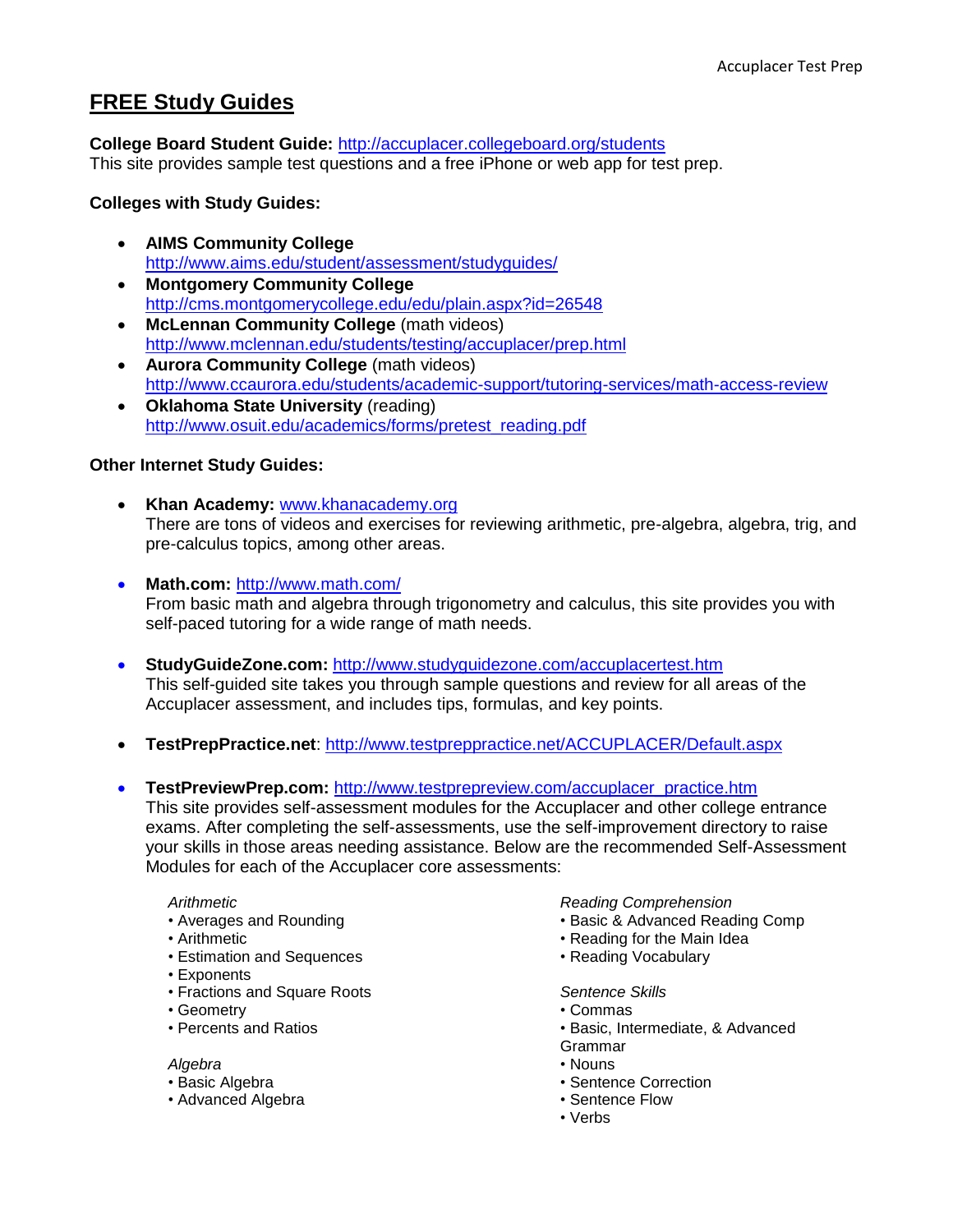## FREE Study Guides

**College Board Student Guide:** http://accuplacer.collegeboard.org/students
This site provides sample test questions and a free iPhone or web app for test prep.

**Colleges with Study Guides:**

- **AIMS Community College**
  http://www.aims.edu/student/assessment/studyguides/
- **Montgomery Community College**
  http://cms.montgomerycollege.edu/edu/plain.aspx?id=26548
- **McLennan Community College** (math videos)
  http://www.mclennan.edu/students/testing/accuplacer/prep.html
- **Aurora Community College** (math videos)
  http://www.ccaurora.edu/students/academic-support/tutoring-services/math-access-review
- **Oklahoma State University** (reading)
  http://www.osuit.edu/academics/forms/pretest_reading.pdf

**Other Internet Study Guides:**

- **Khan Academy:** www.khanacademy.org
  There are tons of videos and exercises for reviewing arithmetic, pre-algebra, algebra, trig, and pre-calculus topics, among other areas.

- **Math.com:** http://www.math.com/
  From basic math and algebra through trigonometry and calculus, this site provides you with self-paced tutoring for a wide range of math needs.

- **StudyGuideZone.com:** http://www.studyguidezone.com/accuplacertest.htm
  This self-guided site takes you through sample questions and review for all areas of the Accuplacer assessment, and includes tips, formulas, and key points.

- **TestPrepPractice.net**: http://www.testpreppractice.net/ACCUPLACER/Default.aspx

- **TestPreviewPrep.com:** http://www.testprepreview.com/accuplacer_practice.htm
  This site provides self-assessment modules for the Accuplacer and other college entrance exams. After completing the self-assessments, use the self-improvement directory to raise your skills in those areas needing assistance. Below are the recommended Self-Assessment Modules for each of the Accuplacer core assessments:

  *Arithmetic*
  • Averages and Rounding
  • Arithmetic
  • Estimation and Sequences
  • Exponents
  • Fractions and Square Roots
  • Geometry
  • Percents and Ratios

  *Algebra*
  • Basic Algebra
  • Advanced Algebra

  *Reading Comprehension*
  • Basic & Advanced Reading Comp
  • Reading for the Main Idea
  • Reading Vocabulary

  *Sentence Skills*
  • Commas
  • Basic, Intermediate, & Advanced Grammar
  • Nouns
  • Sentence Correction
  • Sentence Flow
  • Verbs